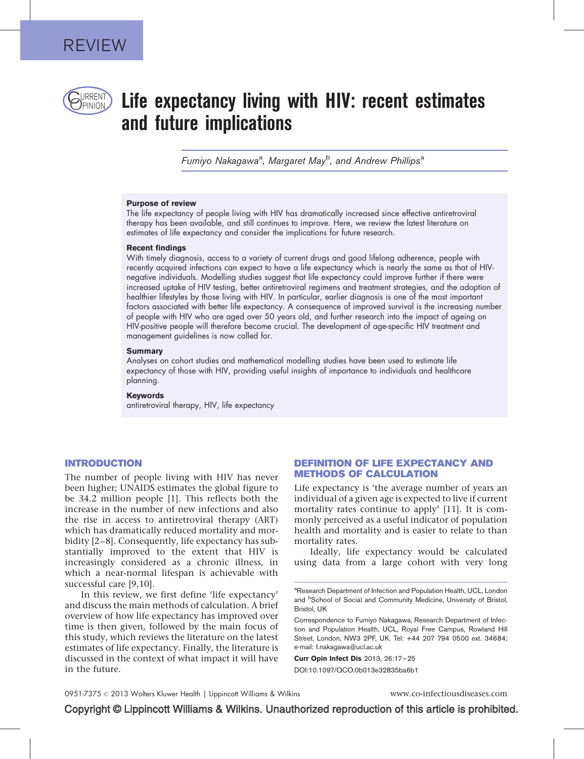REVIEW

# Life expectancy living with HIV: recent estimates and future implications

Fumiyo Nakagawa[a], Margaret May[b], and Andrew Phillips[a]

**Purpose of review**

The life expectancy of people living with HIV has dramatically increased since effective antiretroviral therapy has been available, and still continues to improve. Here, we review the latest literature on estimates of life expectancy and consider the implications for future research.

**Recent findings**

With timely diagnosis, access to a variety of current drugs and good lifelong adherence, people with recently acquired infections can expect to have a life expectancy which is nearly the same as that of HIV-negative individuals. Modelling studies suggest that life expectancy could improve further if there were increased uptake of HIV testing, better antiretroviral regimens and treatment strategies, and the adoption of healthier lifestyles by those living with HIV. In particular, earlier diagnosis is one of the most important factors associated with better life expectancy. A consequence of improved survival is the increasing number of people with HIV who are aged over 50 years old, and further research into the impact of ageing on HIV-positive people will therefore become crucial. The development of age-specific HIV treatment and management guidelines is now called for.

**Summary**

Analyses on cohort studies and mathematical modelling studies have been used to estimate life expectancy of those with HIV, providing useful insights of importance to individuals and healthcare planning.

**Keywords**

antiretroviral therapy, HIV, life expectancy

## INTRODUCTION

The number of people living with HIV has never been higher; UNAIDS estimates the global figure to be 34.2 million people [1]. This reflects both the increase in the number of new infections and also the rise in access to antiretroviral therapy (ART) which has dramatically reduced mortality and morbidity [2–8]. Consequently, life expectancy has substantially improved to the extent that HIV is increasingly considered as a chronic illness, in which a near-normal lifespan is achievable with successful care [9,10].

In this review, we first define 'life expectancy' and discuss the main methods of calculation. A brief overview of how life expectancy has improved over time is then given, followed by the main focus of this study, which reviews the literature on the latest estimates of life expectancy. Finally, the literature is discussed in the context of what impact it will have in the future.

## DEFINITION OF LIFE EXPECTANCY AND METHODS OF CALCULATION

Life expectancy is 'the average number of years an individual of a given age is expected to live if current mortality rates continue to apply' [11]. It is commonly perceived as a useful indicator of population health and mortality and is easier to relate to than mortality rates.

Ideally, life expectancy would be calculated using data from a large cohort with very long

[a]Research Department of Infection and Population Health, UCL, London and [b]School of Social and Community Medicine, University of Bristol, Bristol, UK

Correspondence to Fumiyo Nakagawa, Research Department of Infection and Population Health, UCL, Royal Free Campus, Rowland Hill Street, London, NW3 2PF, UK. Tel: +44 207 794 0500 ext. 34684; e-mail: f.nakagawa@ucl.ac.uk

**Curr Opin Infect Dis** 2013, 26:17–25

DOI:10.1097/QCO.0b013e32835ba6b1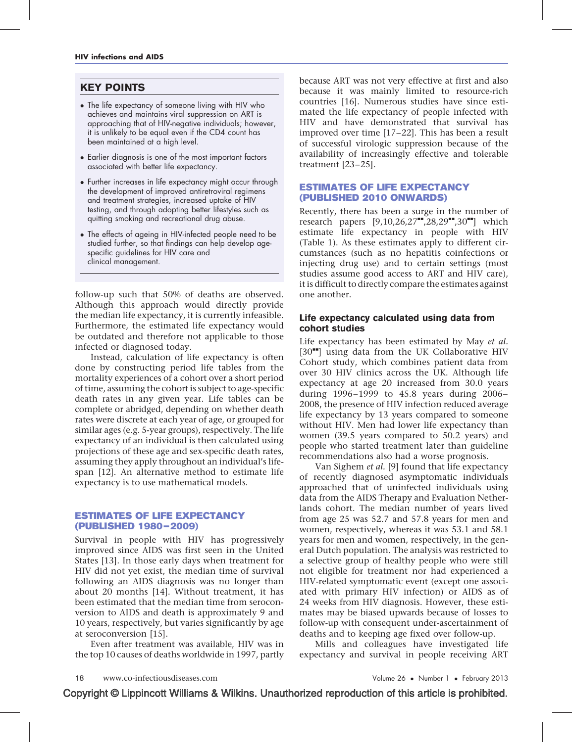## KEY POINTS

- The life expectancy of someone living with HIV who achieves and maintains viral suppression on ART is approaching that of HIV-negative individuals; however, it is unlikely to be equal even if the CD4 count has been maintained at a high level.
- Earlier diagnosis is one of the most important factors associated with better life expectancy.
- Further increases in life expectancy might occur through the development of improved antiretroviral regimens and treatment strategies, increased uptake of HIV testing, and through adopting better lifestyles such as quitting smoking and recreational drug abuse.
- The effects of ageing in HIV-infected people need to be studied further, so that findings can help develop age-specific guidelines for HIV care and clinical management.

follow-up such that 50% of deaths are observed. Although this approach would directly provide the median life expectancy, it is currently infeasible. Furthermore, the estimated life expectancy would be outdated and therefore not applicable to those infected or diagnosed today.

Instead, calculation of life expectancy is often done by constructing period life tables from the mortality experiences of a cohort over a short period of time, assuming the cohort is subject to age-specific death rates in any given year. Life tables can be complete or abridged, depending on whether death rates were discrete at each year of age, or grouped for similar ages (e.g. 5-year groups), respectively. The life expectancy of an individual is then calculated using projections of these age and sex-specific death rates, assuming they apply throughout an individual's lifespan [12]. An alternative method to estimate life expectancy is to use mathematical models.

## ESTIMATES OF LIFE EXPECTANCY (PUBLISHED 1980–2009)

Survival in people with HIV has progressively improved since AIDS was first seen in the United States [13]. In those early days when treatment for HIV did not yet exist, the median time of survival following an AIDS diagnosis was no longer than about 20 months [14]. Without treatment, it has been estimated that the median time from seroconversion to AIDS and death is approximately 9 and 10 years, respectively, but varies significantly by age at seroconversion [15].

Even after treatment was available, HIV was in the top 10 causes of deaths worldwide in 1997, partly because ART was not very effective at first and also because it was mainly limited to resource-rich countries [16]. Numerous studies have since estimated the life expectancy of people infected with HIV and have demonstrated that survival has improved over time [17–22]. This has been a result of successful virologic suppression because of the availability of increasingly effective and tolerable treatment [23–25].

## ESTIMATES OF LIFE EXPECTANCY (PUBLISHED 2010 ONWARDS)

Recently, there has been a surge in the number of research papers [9,10,26,27▪▪,28,29▪▪,30▪▪] which estimate life expectancy in people with HIV (Table 1). As these estimates apply to different circumstances (such as no hepatitis coinfections or injecting drug use) and to certain settings (most studies assume good access to ART and HIV care), it is difficult to directly compare the estimates against one another.

### Life expectancy calculated using data from cohort studies

Life expectancy has been estimated by May *et al.* [30▪▪] using data from the UK Collaborative HIV Cohort study, which combines patient data from over 30 HIV clinics across the UK. Although life expectancy at age 20 increased from 30.0 years during 1996–1999 to 45.8 years during 2006–2008, the presence of HIV infection reduced average life expectancy by 13 years compared to someone without HIV. Men had lower life expectancy than women (39.5 years compared to 50.2 years) and people who started treatment later than guideline recommendations also had a worse prognosis.

Van Sighem *et al.* [9] found that life expectancy of recently diagnosed asymptomatic individuals approached that of uninfected individuals using data from the AIDS Therapy and Evaluation Netherlands cohort. The median number of years lived from age 25 was 52.7 and 57.8 years for men and women, respectively, whereas it was 53.1 and 58.1 years for men and women, respectively, in the general Dutch population. The analysis was restricted to a selective group of healthy people who were still not eligible for treatment nor had experienced a HIV-related symptomatic event (except one associated with primary HIV infection) or AIDS as of 24 weeks from HIV diagnosis. However, these estimates may be biased upwards because of losses to follow-up with consequent under-ascertainment of deaths and to keeping age fixed over follow-up.

Mills and colleagues have investigated life expectancy and survival in people receiving ART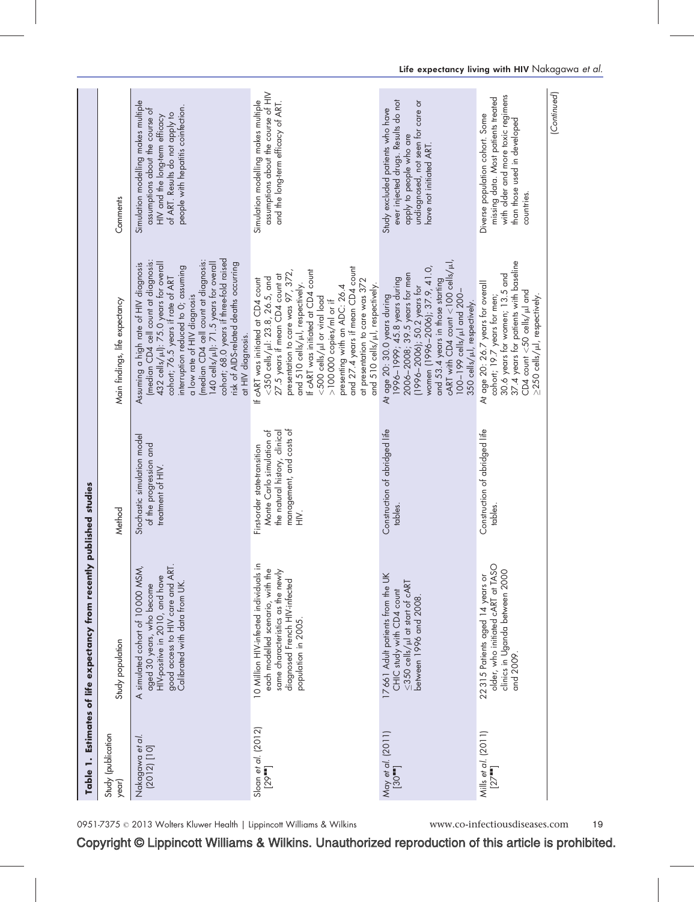**Table 1. Estimates of life expectancy from recently published studies**

| Study (publication year) | Study population | Method | Main findings, life expectancy | Comments |
|---|---|---|---|---|
| Nakagawa *et al.* (2012) [10] | A simulated cohort of 10 000 MSM, aged 30 years, who become HIV-positive in 2010, and have good access to HIV care and ART. Calibrated with data from UK. | Stochastic simulation model of the progression and treatment of HIV. | Assuming a high rate of HIV diagnosis (median CD4 cell count at diagnosis: 432 cells/μl): 75.0 years for overall cohort; 76.5 years if rate of ART interruption reduced to 0; assuming a low rate of HIV diagnosis (median CD4 cell count at diagnosis: 140 cells/μl): 71.5 years for overall cohort; 68.0 years if three-fold raised risk of AIDS-related deaths occurring at HIV diagnosis. | Simulation modelling makes multiple assumptions about the course of HIV and the long-term efficacy of ART. Results do not apply to people with hepatitis coinfection. |
| Sloan *et al.* (2012) [29••] | 10 Million HIV-infected individuals in each modelled scenario, with the same characteristics as the newly diagnosed French HIV-infected population in 2005. | First-order state-transition Monte Carlo simulation of the natural history, clinical management, and costs of HIV. | If cART was initiated at CD4 count <350 cells/μl: 23.8, 26.5, and 27.5 years if mean CD4 count at presentation to care was 97, 372, and 510 cells/μl, respectively. If cART was initiated at CD4 count <500 cells/μl or viral load >100 000 copies/ml or if presenting with an ADC: 26.4 and 27.4 years if mean CD4 count at presentation to care was 372 and 510 cells/μl, respectively. | Simulation modelling makes multiple assumptions about the course of HIV and the long-term efficacy of ART. |
| May *et al.* (2011) [30••] | 17 661 Adult patients from the UK CHIC study with CD4 count ≤350 cells/μl at start of cART between 1996 and 2008. | Construction of abridged life tables. | At age 20: 30.0 years during 1996–1999; 45.8 years during 2006–2008; 39.5 years for men (1996–2006); 50.2 years for women (1996–2006); 37.9, 41.0, and 53.4 years in those starting cART with CD4 count <100 cells/μl, 100–199 cells/μl and 200–350 cells/μl, respectively. | Study excluded patients who have ever injected drugs. Results do not apply to people who are undiagnosed, not seen for care or have not initiated ART. |
| Mills *et al.* (2011) [27••] | 22 315 Patients aged 14 years or older, who initiated cART at TASO clinics in Uganda between 2000 and 2009. | Construction of abridged life tables. | At age 20: 26.7 years for overall cohort; 19.7 years for men; 30.6 years for women; 13.5 and 37.4 years for patients with baseline CD4 count <50 cells/μl and ≥250 cells/μl, respectively. | Diverse population cohort. Some missing data. Most patients treated with older and more toxic regimens than those used in developed countries. |

(Continued)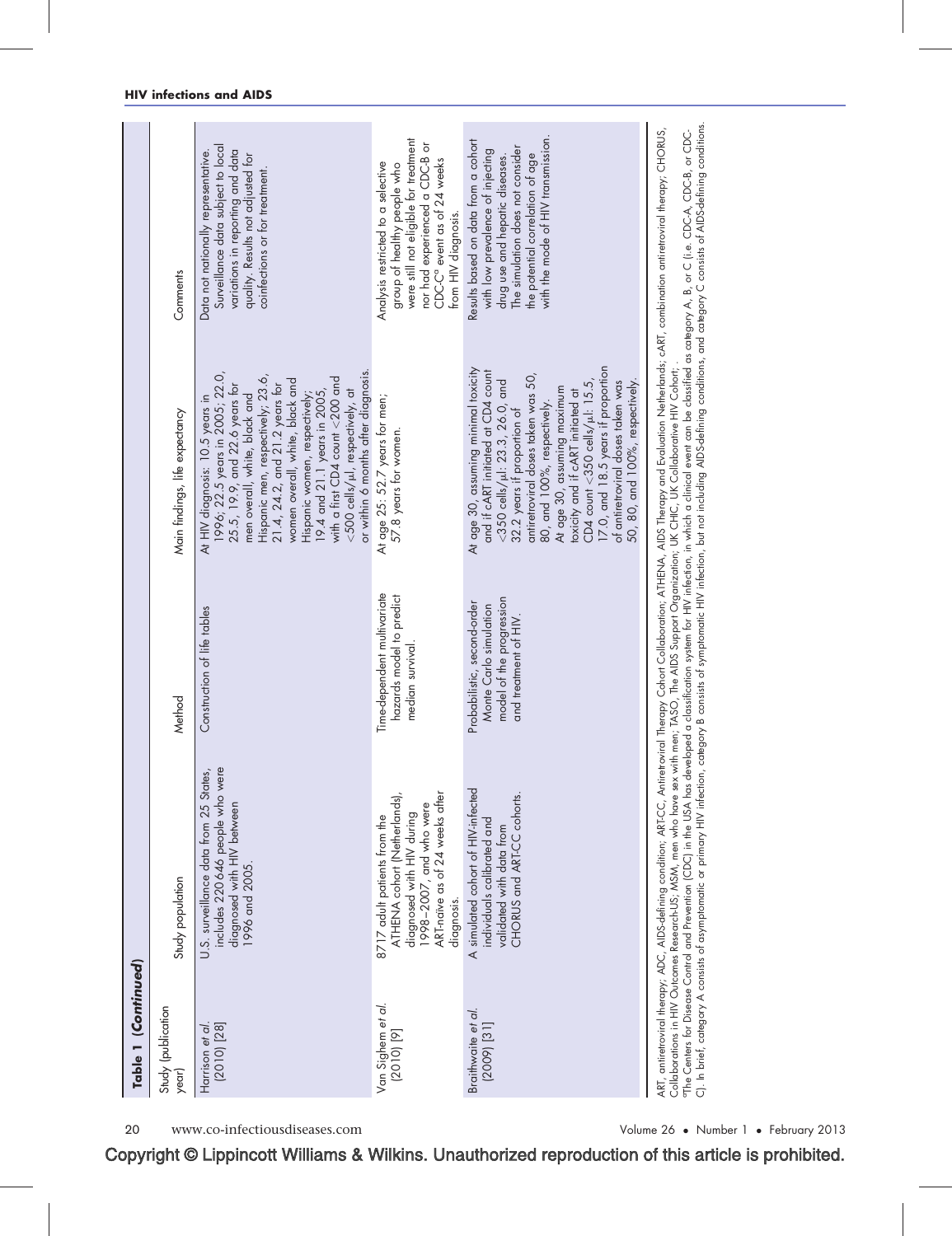**Table 1 (Continued)**

| Study (publication year) | Study population | Method | Main findings, life expectancy | Comments |
|---|---|---|---|---|
| Harrison *et al.* (2010) [28] | U.S. surveillance data from 25 States, includes 220 646 people who were diagnosed with HIV between 1996 and 2005. | Construction of life tables | At HIV diagnosis: 10.5 years in 1996; 22.5 years in 2005; 22.0, 25.5, 19.9, and 22.6 years for men overall, white, black and Hispanic men, respectively; 23.6, 21.4, 24.2, and 21.2 years for women overall, white, black and Hispanic women, respectively; 19.4 and 21.1 years in 2005, with a first CD4 count <200 and <500 cells/μl, respectively, at or within 6 months after diagnosis. | Data not nationally representative. Surveillance data subject to local variations in reporting and data quality. Results not adjusted for coinfections or for treatment. |
| Van Sighem *et al.* (2010) [9] | 8717 adult patients from the ATHENA cohort (Netherlands), diagnosed with HIV during 1998–2007, and who were ART-naive as of 24 weeks after diagnosis. | Time-dependent multivariate hazards model to predict median survival. | At age 25: 52.7 years for men; 57.8 years for women. | Analysis restricted to a selective group of healthy people who were still not eligible for treatment nor had experienced a CDC-B or CDC-C[a] event as of 24 weeks from HIV diagnosis. |
| Braithwaite *et al.* (2009) [31] | A simulated cohort of HIV-infected individuals calibrated and validated with data from CHORUS and ART-CC cohorts. | Probabilistic, second-order Monte Carlo simulation model of the progression and treatment of HIV. | At age 30, assuming minimal toxicity and if cART initiated at CD4 count <350 cells/μl: 23.3, 26.0, and 32.2 years if proportion of antiretroviral doses taken was 50, 80, and 100%, respectively. At age 30, assuming maximum toxicity and if cART initiated at CD4 count <350 cells/μl: 15.5, 17.0, and 18.5 years if proportion of antiretroviral doses taken was 50, 80, and 100%, respectively. | Results based on data from a cohort with low prevalence of injecting drug use and hepatic diseases. The simulation does not consider the potential correlation of age with the mode of HIV transmission. |

ART, antiretroviral therapy; ADC, AIDS-defining condition; ART-CC, Antiretroviral Therapy Cohort Collaboration; ATHENA, AIDS Therapy and Evaluation Netherlands; cART, combination antiretroviral therapy; CHORUS, Collaborations in HIV Outcomes Research-US; MSM, men who have sex with men; TASO, The AIDS Support Organization; UK CHIC, UK Collaborative HIV Cohort; .

[a]The Centers for Disease Control and Prevention (CDC) in the USA has developed a classification system for HIV infection, in which a clinical event can be classified as category A, B, or C (i.e. CDC-A, CDC-B, or CDC-C). In brief, category A consists of asymptomatic or primary HIV infection, category B consists of symptomatic HIV infection, but not including AIDS-defining conditions, and category C consists of AIDS-defining conditions.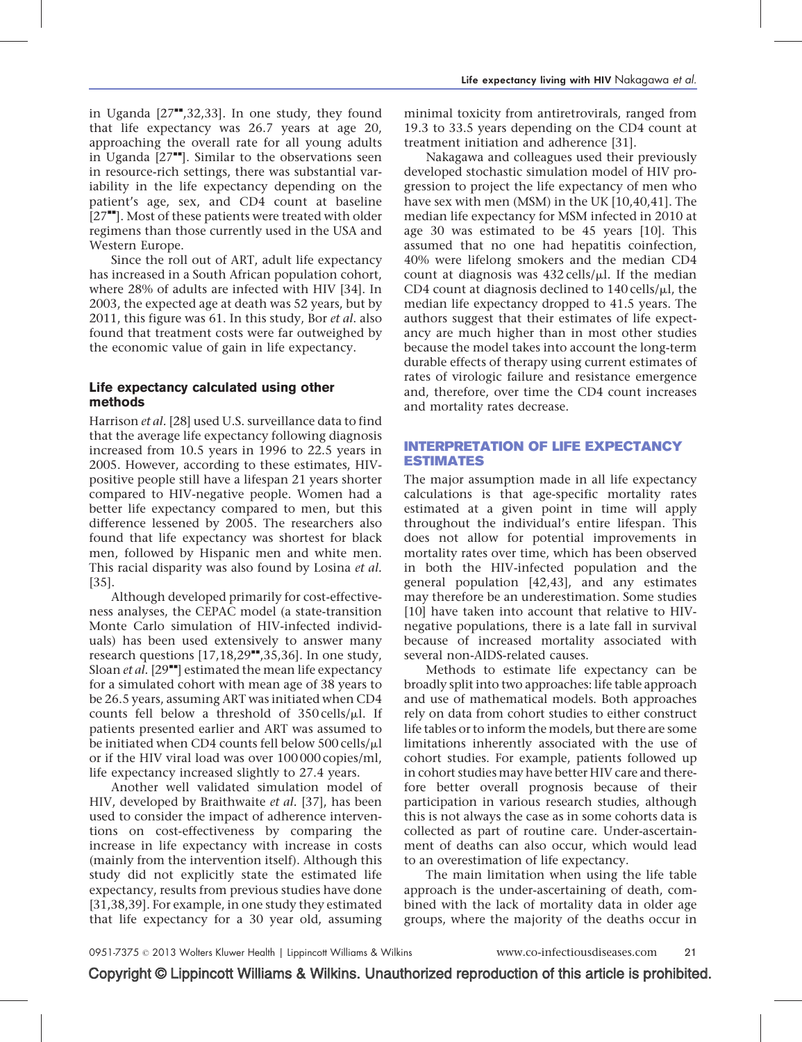in Uganda [27▪▪,32,33]. In one study, they found that life expectancy was 26.7 years at age 20, approaching the overall rate for all young adults in Uganda [27▪▪]. Similar to the observations seen in resource-rich settings, there was substantial variability in the life expectancy depending on the patient's age, sex, and CD4 count at baseline [27▪▪]. Most of these patients were treated with older regimens than those currently used in the USA and Western Europe.

Since the roll out of ART, adult life expectancy has increased in a South African population cohort, where 28% of adults are infected with HIV [34]. In 2003, the expected age at death was 52 years, but by 2011, this figure was 61. In this study, Bor *et al.* also found that treatment costs were far outweighed by the economic value of gain in life expectancy.

### Life expectancy calculated using other methods

Harrison *et al.* [28] used U.S. surveillance data to find that the average life expectancy following diagnosis increased from 10.5 years in 1996 to 22.5 years in 2005. However, according to these estimates, HIV-positive people still have a lifespan 21 years shorter compared to HIV-negative people. Women had a better life expectancy compared to men, but this difference lessened by 2005. The researchers also found that life expectancy was shortest for black men, followed by Hispanic men and white men. This racial disparity was also found by Losina *et al.* [35].

Although developed primarily for cost-effectiveness analyses, the CEPAC model (a state-transition Monte Carlo simulation of HIV-infected individuals) has been used extensively to answer many research questions [17,18,29▪▪,35,36]. In one study, Sloan *et al.* [29▪▪] estimated the mean life expectancy for a simulated cohort with mean age of 38 years to be 26.5 years, assuming ART was initiated when CD4 counts fell below a threshold of 350 cells/μl. If patients presented earlier and ART was assumed to be initiated when CD4 counts fell below 500 cells/μl or if the HIV viral load was over 100 000 copies/ml, life expectancy increased slightly to 27.4 years.

Another well validated simulation model of HIV, developed by Braithwaite *et al.* [37], has been used to consider the impact of adherence interventions on cost-effectiveness by comparing the increase in life expectancy with increase in costs (mainly from the intervention itself). Although this study did not explicitly state the estimated life expectancy, results from previous studies have done [31,38,39]. For example, in one study they estimated that life expectancy for a 30 year old, assuming minimal toxicity from antiretrovirals, ranged from 19.3 to 33.5 years depending on the CD4 count at treatment initiation and adherence [31].

Nakagawa and colleagues used their previously developed stochastic simulation model of HIV progression to project the life expectancy of men who have sex with men (MSM) in the UK [10,40,41]. The median life expectancy for MSM infected in 2010 at age 30 was estimated to be 45 years [10]. This assumed that no one had hepatitis coinfection, 40% were lifelong smokers and the median CD4 count at diagnosis was 432 cells/μl. If the median CD4 count at diagnosis declined to 140 cells/μl, the median life expectancy dropped to 41.5 years. The authors suggest that their estimates of life expectancy are much higher than in most other studies because the model takes into account the long-term durable effects of therapy using current estimates of rates of virologic failure and resistance emergence and, therefore, over time the CD4 count increases and mortality rates decrease.

## INTERPRETATION OF LIFE EXPECTANCY ESTIMATES

The major assumption made in all life expectancy calculations is that age-specific mortality rates estimated at a given point in time will apply throughout the individual's entire lifespan. This does not allow for potential improvements in mortality rates over time, which has been observed in both the HIV-infected population and the general population [42,43], and any estimates may therefore be an underestimation. Some studies [10] have taken into account that relative to HIV-negative populations, there is a late fall in survival because of increased mortality associated with several non-AIDS-related causes.

Methods to estimate life expectancy can be broadly split into two approaches: life table approach and use of mathematical models. Both approaches rely on data from cohort studies to either construct life tables or to inform the models, but there are some limitations inherently associated with the use of cohort studies. For example, patients followed up in cohort studies may have better HIV care and therefore better overall prognosis because of their participation in various research studies, although this is not always the case as in some cohorts data is collected as part of routine care. Under-ascertainment of deaths can also occur, which would lead to an overestimation of life expectancy.

The main limitation when using the life table approach is the under-ascertaining of death, combined with the lack of mortality data in older age groups, where the majority of the deaths occur in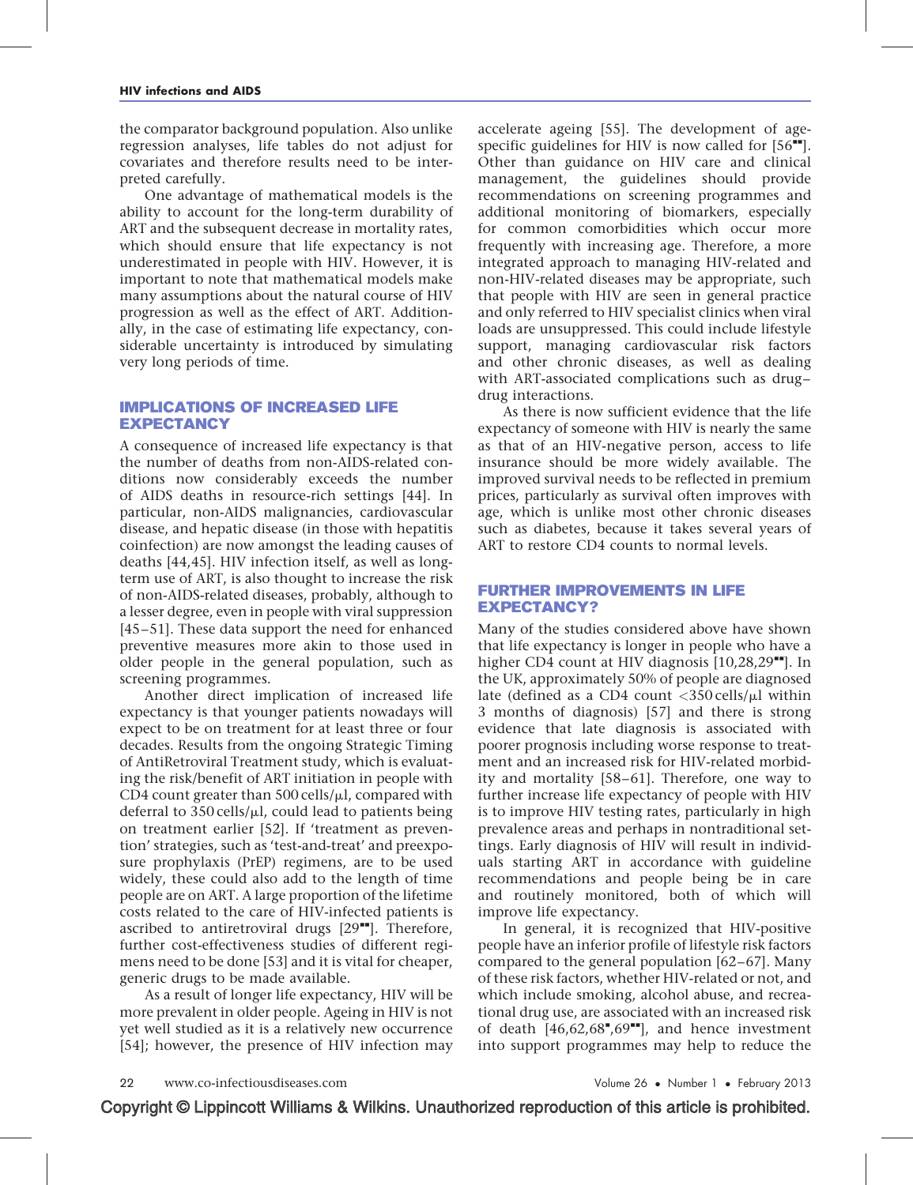the comparator background population. Also unlike regression analyses, life tables do not adjust for covariates and therefore results need to be interpreted carefully.

One advantage of mathematical models is the ability to account for the long-term durability of ART and the subsequent decrease in mortality rates, which should ensure that life expectancy is not underestimated in people with HIV. However, it is important to note that mathematical models make many assumptions about the natural course of HIV progression as well as the effect of ART. Additionally, in the case of estimating life expectancy, considerable uncertainty is introduced by simulating very long periods of time.

## IMPLICATIONS OF INCREASED LIFE EXPECTANCY

A consequence of increased life expectancy is that the number of deaths from non-AIDS-related conditions now considerably exceeds the number of AIDS deaths in resource-rich settings [44]. In particular, non-AIDS malignancies, cardiovascular disease, and hepatic disease (in those with hepatitis coinfection) are now amongst the leading causes of deaths [44,45]. HIV infection itself, as well as long-term use of ART, is also thought to increase the risk of non-AIDS-related diseases, probably, although to a lesser degree, even in people with viral suppression [45–51]. These data support the need for enhanced preventive measures more akin to those used in older people in the general population, such as screening programmes.

Another direct implication of increased life expectancy is that younger patients nowadays will expect to be on treatment for at least three or four decades. Results from the ongoing Strategic Timing of AntiRetroviral Treatment study, which is evaluating the risk/benefit of ART initiation in people with CD4 count greater than 500 cells/μl, compared with deferral to 350 cells/μl, could lead to patients being on treatment earlier [52]. If 'treatment as prevention' strategies, such as 'test-and-treat' and preexposure prophylaxis (PrEP) regimens, are to be used widely, these could also add to the length of time people are on ART. A large proportion of the lifetime costs related to the care of HIV-infected patients is ascribed to antiretroviral drugs [29■■]. Therefore, further cost-effectiveness studies of different regimens need to be done [53] and it is vital for cheaper, generic drugs to be made available.

As a result of longer life expectancy, HIV will be more prevalent in older people. Ageing in HIV is not yet well studied as it is a relatively new occurrence [54]; however, the presence of HIV infection may accelerate ageing [55]. The development of age-specific guidelines for HIV is now called for [56■■]. Other than guidance on HIV care and clinical management, the guidelines should provide recommendations on screening programmes and additional monitoring of biomarkers, especially for common comorbidities which occur more frequently with increasing age. Therefore, a more integrated approach to managing HIV-related and non-HIV-related diseases may be appropriate, such that people with HIV are seen in general practice and only referred to HIV specialist clinics when viral loads are unsuppressed. This could include lifestyle support, managing cardiovascular risk factors and other chronic diseases, as well as dealing with ART-associated complications such as drug–drug interactions.

As there is now sufficient evidence that the life expectancy of someone with HIV is nearly the same as that of an HIV-negative person, access to life insurance should be more widely available. The improved survival needs to be reflected in premium prices, particularly as survival often improves with age, which is unlike most other chronic diseases such as diabetes, because it takes several years of ART to restore CD4 counts to normal levels.

## FURTHER IMPROVEMENTS IN LIFE EXPECTANCY?

Many of the studies considered above have shown that life expectancy is longer in people who have a higher CD4 count at HIV diagnosis [10,28,29■■]. In the UK, approximately 50% of people are diagnosed late (defined as a CD4 count <350 cells/μl within 3 months of diagnosis) [57] and there is strong evidence that late diagnosis is associated with poorer prognosis including worse response to treatment and an increased risk for HIV-related morbidity and mortality [58–61]. Therefore, one way to further increase life expectancy of people with HIV is to improve HIV testing rates, particularly in high prevalence areas and perhaps in nontraditional settings. Early diagnosis of HIV will result in individuals starting ART in accordance with guideline recommendations and people being be in care and routinely monitored, both of which will improve life expectancy.

In general, it is recognized that HIV-positive people have an inferior profile of lifestyle risk factors compared to the general population [62–67]. Many of these risk factors, whether HIV-related or not, and which include smoking, alcohol abuse, and recreational drug use, are associated with an increased risk of death [46,62,68■,69■■], and hence investment into support programmes may help to reduce the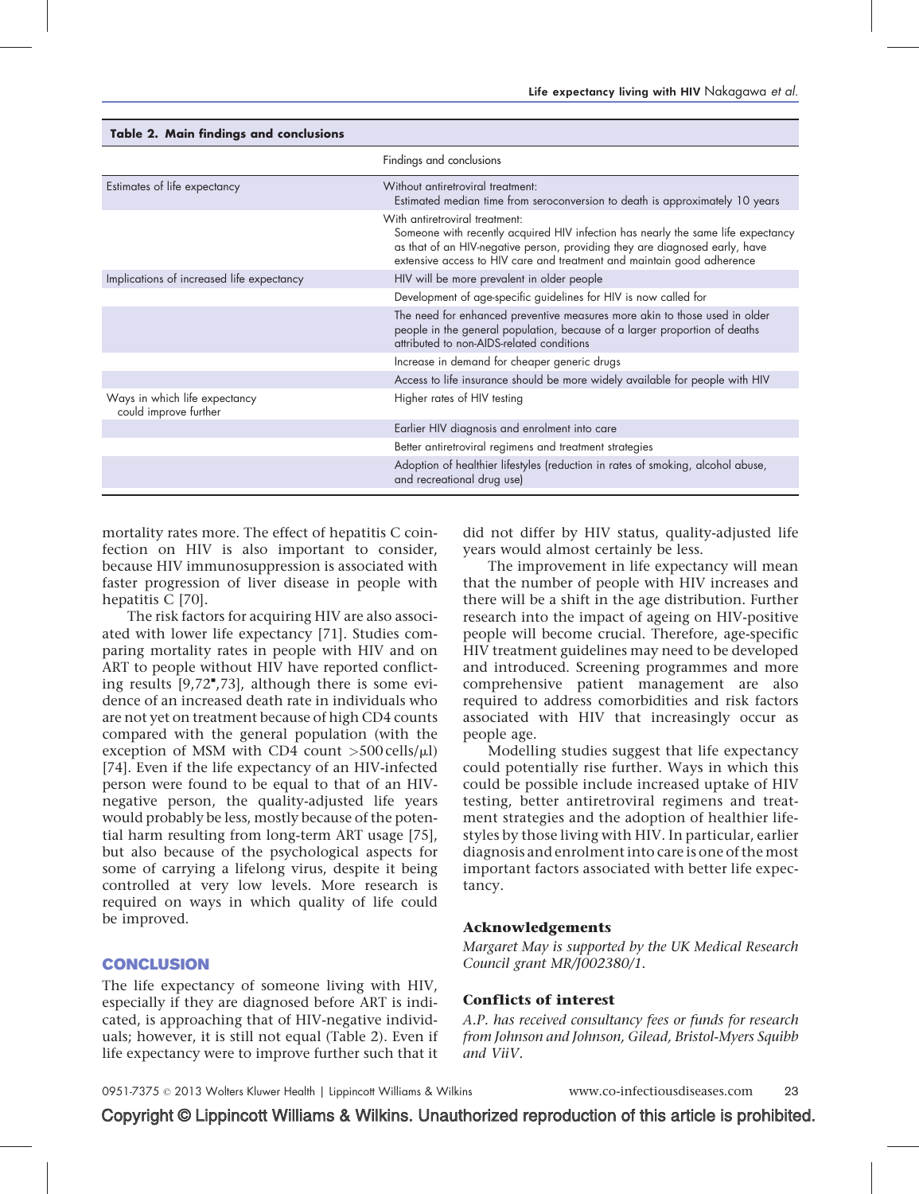**Table 2. Main findings and conclusions**

| | Findings and conclusions |
|---|---|
| Estimates of life expectancy | Without antiretroviral treatment: Estimated median time from seroconversion to death is approximately 10 years |
| | With antiretroviral treatment: Someone with recently acquired HIV infection has nearly the same life expectancy as that of an HIV-negative person, providing they are diagnosed early, have extensive access to HIV care and treatment and maintain good adherence |
| Implications of increased life expectancy | HIV will be more prevalent in older people |
| | Development of age-specific guidelines for HIV is now called for |
| | The need for enhanced preventive measures more akin to those used in older people in the general population, because of a larger proportion of deaths attributed to non-AIDS-related conditions |
| | Increase in demand for cheaper generic drugs |
| | Access to life insurance should be more widely available for people with HIV |
| Ways in which life expectancy could improve further | Higher rates of HIV testing |
| | Earlier HIV diagnosis and enrolment into care |
| | Better antiretroviral regimens and treatment strategies |
| | Adoption of healthier lifestyles (reduction in rates of smoking, alcohol abuse, and recreational drug use) |

mortality rates more. The effect of hepatitis C coinfection on HIV is also important to consider, because HIV immunosuppression is associated with faster progression of liver disease in people with hepatitis C [70].

The risk factors for acquiring HIV are also associated with lower life expectancy [71]. Studies comparing mortality rates in people with HIV and on ART to people without HIV have reported conflicting results [9,72▪,73], although there is some evidence of an increased death rate in individuals who are not yet on treatment because of high CD4 counts compared with the general population (with the exception of MSM with CD4 count >500 cells/μl) [74]. Even if the life expectancy of an HIV-infected person were found to be equal to that of an HIV-negative person, the quality-adjusted life years would probably be less, mostly because of the potential harm resulting from long-term ART usage [75], but also because of the psychological aspects for some of carrying a lifelong virus, despite it being controlled at very low levels. More research is required on ways in which quality of life could be improved.

## CONCLUSION

The life expectancy of someone living with HIV, especially if they are diagnosed before ART is indicated, is approaching that of HIV-negative individuals; however, it is still not equal (Table 2). Even if life expectancy were to improve further such that it did not differ by HIV status, quality-adjusted life years would almost certainly be less.

The improvement in life expectancy will mean that the number of people with HIV increases and there will be a shift in the age distribution. Further research into the impact of ageing on HIV-positive people will become crucial. Therefore, age-specific HIV treatment guidelines may need to be developed and introduced. Screening programmes and more comprehensive patient management are also required to address comorbidities and risk factors associated with HIV that increasingly occur as people age.

Modelling studies suggest that life expectancy could potentially rise further. Ways in which this could be possible include increased uptake of HIV testing, better antiretroviral regimens and treatment strategies and the adoption of healthier lifestyles by those living with HIV. In particular, earlier diagnosis and enrolment into care is one of the most important factors associated with better life expectancy.

### Acknowledgements

*Margaret May is supported by the UK Medical Research Council grant MR/J002380/1.*

### Conflicts of interest

*A.P. has received consultancy fees or funds for research from Johnson and Johnson, Gilead, Bristol-Myers Squibb and ViiV.*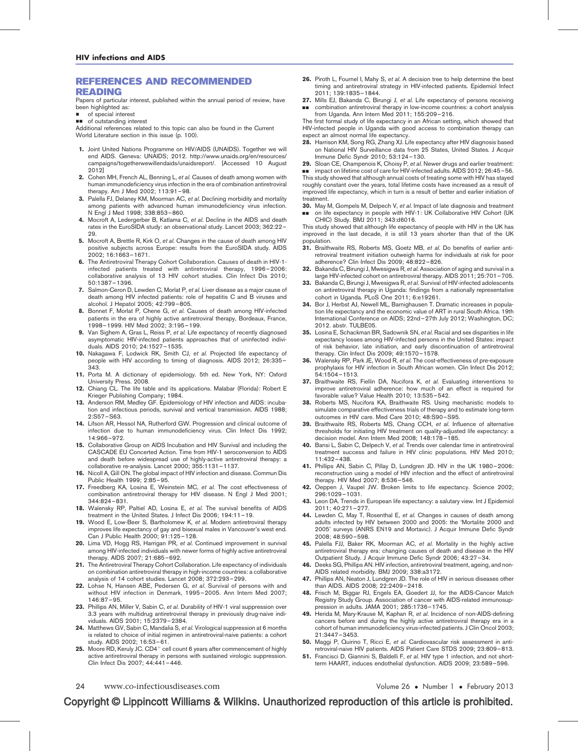## REFERENCES AND RECOMMENDED READING

Papers of particular interest, published within the annual period of review, have been highlighted as:

- ▪ of special interest
- ▪▪ of outstanding interest

Additional references related to this topic can also be found in the Current World Literature section in this issue (p. 100).

1. Joint United Nations Programme on HIV/AIDS (UNAIDS). Together we will end AIDS. Geneva: UNAIDS; 2012. http://www.unaids.org/en/resources/campaigns/togetherwewillendaids/unaidsreport/. [Accessed 10 August 2012]
2. Cohen MH, French AL, Benning L, *et al.* Causes of death among women with human immunodeficiency virus infection in the era of combination antiretroviral therapy. Am J Med 2002; 113:91–98.
3. Palella FJ, Delaney KM, Moorman AC, *et al.* Declining morbidity and mortality among patients with advanced human immunodeficiency virus infection. N Engl J Med 1998; 338:853–860.
4. Mocroft A, Ledergerber B, Katlama C, *et al.* Decline in the AIDS and death rates in the EuroSIDA study: an observational study. Lancet 2003; 362:22–29.
5. Mocroft A, Brettle R, Kirk O, *et al.* Changes in the cause of death among HIV positive subjects across Europe: results from the EuroSIDA study. AIDS 2002; 16:1663–1671.
6. The Antiretroviral Therapy Cohort Collaboration. Causes of death in HIV-1-infected patients treated with antiretroviral therapy, 1996–2006: collaborative analysis of 13 HIV cohort studies. Clin Infect Dis 2010; 50:1387–1396.
7. Salmon-Ceron D, Lewden C, Morlat P, *et al.* Liver disease as a major cause of death among HIV infected patients: role of hepatitis C and B viruses and alcohol. J Hepatol 2005; 42:799–805.
8. Bonnet F, Morlat P, Chene G, *et al.* Causes of death among HIV-infected patients in the era of highly active antiretroviral therapy, Bordeaux, France, 1998–1999. HIV Med 2002; 3:195–199.
9. Van Sighem A, Gras L, Reiss P, *et al.* Life expectancy of recently diagnosed asymptomatic HIV-infected patients approaches that of uninfected individuals. AIDS 2010; 24:1527–1535.
10. Nakagawa F, Lodwick RK, Smith CJ, *et al.* Projected life expectancy of people with HIV according to timing of diagnosis. AIDS 2012; 26:335–343.
11. Porta M. A dictionary of epidemiology. 5th ed. New York, NY: Oxford University Press. 2008.
12. Chiang CL. The life table and its applications. Malabar (Florida): Robert E Krieger Publishing Company; 1984.
13. Anderson RM, Medley GF. Epidemiology of HIV infection and AIDS: incubation and infectious periods, survival and vertical transmission. AIDS 1988; 2:S57–S63.
14. Lifson AR, Hessol NA, Rutherford GW. Progression and clinical outcome of infection due to human immunodeficiency virus. Clin Infect Dis 1992; 14:966–972.
15. Collaborative Group on AIDS Incubation and HIV Survival and including the CASCADE EU Concerted Action. Time from HIV-1 seroconversion to AIDS and death before widespread use of highly-active antiretroviral therapy: a collaborative re-analysis. Lancet 2000; 355:1131–1137.
16. Nicoll A, Gill ON. The global impact of HIV infection and disease. Commun Dis Public Health 1999; 2:85–95.
17. Freedberg KA, Losina E, Weinstein MC, *et al.* The cost effectiveness of combination antiretroviral therapy for HIV disease. N Engl J Med 2001; 344:824–831.
18. Walensky RP, Paltiel AD, Losina E, *et al.* The survival benefits of AIDS treatment in the United States. J Infect Dis 2006; 194:11–19.
19. Wood E, Low-Beer S, Bartholomew K, *et al.* Modern antiretroviral therapy improves life expectancy of gay and bisexual males in Vancouver's west end. Can J Public Health 2000; 91:125–128.
20. Lima VD, Hogg RS, Harrigan PR, *et al.* Continued improvement in survival among HIV-infected individuals with newer forms of highly active antiretroviral therapy. AIDS 2007; 21:685–692.
21. The Antiretroviral Therapy Cohort Collaboration. Life expectancy of individuals on combination antiretroviral therapy in high-income countries: a collaborative analysis of 14 cohort studies. Lancet 2008; 372:293–299.
22. Lohse N, Hansen ABE, Pedersen G, *et al.* Survival of persons with and without HIV infection in Denmark, 1995–2005. Ann Intern Med 2007; 146:87–95.
23. Phillips AN, Miller V, Sabin C, *et al.* Durability of HIV-1 viral suppression over 3.3 years with multidrug antiretroviral therapy in previously drug-naive individuals. AIDS 2001; 15:2379–2384.
24. Matthews GV, Sabin C, Mandalia S, *et al.* Virological suppression at 6 months is related to choice of initial regimen in antiretroviral-naive patients: a cohort study. AIDS 2002; 16:53–61.
25. Moore RD, Keruly JC. CD4$^{+}$ cell count 6 years after commencement of highly active antiretroviral therapy in persons with sustained virologic suppression. Clin Infect Dis 2007; 44:441–446.
26. Piroth L, Fournel I, Mahy S, *et al.* A decision tree to help determine the best timing and antiretroviral strategy in HIV-infected patients. Epidemiol Infect 2011; 139:1835–1844.
27. ▪▪ Mills EJ, Bakanda C, Birungi J, *et al.* Life expectancy of persons receiving combination antiretroviral therapy in low-income countries: a cohort analysis from Uganda. Ann Intern Med 2011; 155:209–216.

    The first formal study of life expectancy in an African setting, which showed that HIV-infected people in Uganda with good access to combination therapy can expect an almost normal life expectancy.
28. Harrison KM, Song RG, Zhang XJ. Life expectancy after HIV diagnosis based on National HIV Surveillance data from 25 States, United States. J Acquir Immune Defic Syndr 2010; 53:124–130.
29. ▪▪ Sloan CE, Champenois K, Choisy P, *et al.* Newer drugs and earlier treatment: impact on lifetime cost of care for HIV-infected adults. AIDS 2012; 26:45–56.

    This study showed that although annual costs of treating some with HIV has stayed roughly constant over the years, total lifetime costs have increased as a result of improved life expectancy, which in turn is a result of better and earlier initiation of treatment.
30. ▪▪ May M, Gompels M, Delpech V, *et al.* Impact of late diagnosis and treatment on life expectancy in people with HIV-1: UK Collaborative HIV Cohort (UK CHIC) Study. BMJ 2011; 343:d6016.

    This study showed that although life expectancy of people with HIV in the UK has improved in the last decade, it is still 13 years shorter than that of the UK population.
31. Braithwaite RS, Roberts MS, Goetz MB, *et al.* Do benefits of earlier antiretroviral treatment initiation outweigh harms for individuals at risk for poor adherence? Clin Infect Dis 2009; 48:822–826.
32. Bakanda C, Birungi J, Mwesigwa R, *et al.* Association of aging and survival in a large HIV-infected cohort on antiretroviral therapy. AIDS 2011; 25:701–705.
33. Bakanda C, Birungi J, Mwesigwa R, *et al.* Survival of HIV-infected adolescents on antiretroviral therapy in Uganda: findings from a nationally representative cohort in Uganda. PLoS One 2011; 6:e19261.
34. Bor J, Herbst AJ, Newell ML, Barnighausen T. Dramatic increases in population life expectancy and the economic value of ART in rural South Africa. 19th International Conference on AIDS; 22nd–27th July 2012; Washington, DC; 2012. abstr. TULBE05.
35. Losina E, Schackman BR, Sadowski SN, *et al.* Racial and sex disparities in life expectancy losses among HIV-infected persons in the United States: impact of risk behavior, late initiation, and early discontinuation of antiretroviral therapy. Clin Infect Dis 2009; 49:1570–1578.
36. Walensky RP, Park JE, Wood R, *et al.* The cost-effectiveness of pre-exposure prophylaxis for HIV infection in South African women. Clin Infect Dis 2012; 54:1504–1513.
37. Braithwaite RS, Fiellin DA, Nucifora K, *et al.* Evaluating interventions to improve antiretroviral adherence: how much of an effect is required for favorable value? Value Health 2010; 13:535–542.
38. Roberts MS, Nucifora KA, Braithwaite RS. Using mechanistic models to simulate comparative effectiveness trials of therapy and to estimate long-term outcomes in HIV care. Med Care 2010; 48:S90–S95.
39. Braithwaite RS, Roberts MS, Chang CCH, *et al.* Influence of alternative thresholds for initiating HIV treatment on quality-adjusted life expectancy: a decision model. Ann Intern Med 2008; 148:178–185.
40. Bansi L, Sabin C, Delpech V, *et al.* Trends over calendar time in antiretroviral treatment success and failure in HIV clinic populations. HIV Med 2010; 11:432–438.
41. Phillips AN, Sabin C, Pillay D, Lundgren JD. HIV in the UK 1980–2006: reconstruction using a model of HIV infection and the effect of antiretroviral therapy. HIV Med 2007; 8:536–546.
42. Oeppen J, Vaupel JW. Broken limits to life expectancy. Science 2002; 296:1029–1031.
43. Leon DA. Trends in European life expectancy: a salutary view. Int J Epidemiol 2011; 40:271–277.
44. Lewden C, May T, Rosenthal E, *et al.* Changes in causes of death among adults infected by HIV between 2000 and 2005: the 'Mortalite 2000 and 2005' surveys (ANRS EN19 and Mortavic). J Acquir Immune Defic Syndr 2008; 48:590–598.
45. Palella FJJ, Baker RK, Moorman AC, *et al.* Mortality in the highly active antiretroviral therapy era: changing causes of death and disease in the HIV Outpatient Study. J Acquir Immune Defic Syndr 2006; 43:27–34.
46. Deeks SG, Phillips AN. HIV infection, antiretroviral treatment, ageing, and non-AIDS related morbidity. BMJ 2009; 338:a3172.
47. Phillips AN, Neaton J, Lundgren JD. The role of HIV in serious diseases other than AIDS. AIDS 2008; 22:2409–2418.
48. Frisch M, Biggar RJ, Engels EA, Goedert JJ, for the AIDS-Cancer Match Registry Study Group. Association of cancer with AIDS-related immunosuppression in adults. JAMA 2001; 285:1736–1745.
49. Herida M, Mary-Krause M, Kaphan R, *et al.* Incidence of non-AIDS-defining cancers before and during the highly active antiretroviral therapy era in a cohort of human immunodeficiency virus-infected patients. J Clin Oncol 2003; 21:3447–3453.
50. Maggi P, Quirino T, Ricci E, *et al.* Cardiovascular risk assessment in antiretroviral-naive HIV patients. AIDS Patient Care STDS 2009; 23:809–813.
51. Francisci D, Giannini S, Baldelli F, *et al.* HIV type 1 infection, and not short-term HAART, induces endothelial dysfunction. AIDS 2009; 23:589–596.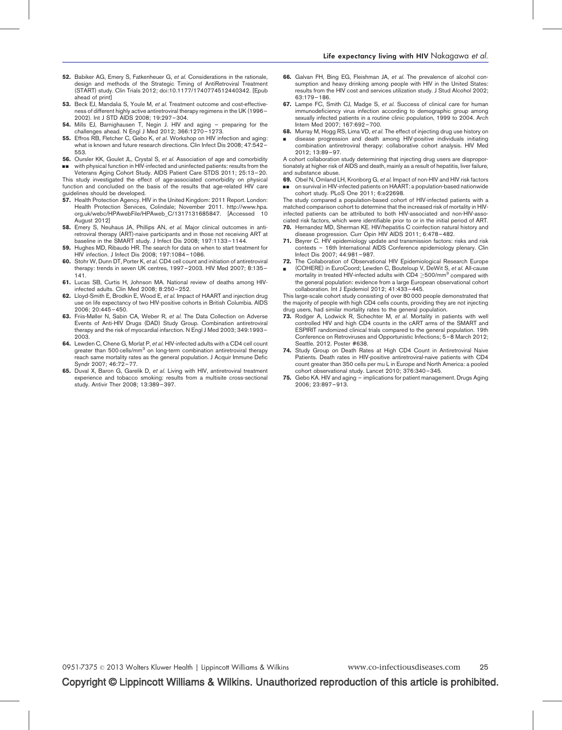52. Babiker AG, Emery S, Fatkenheuer G, *et al.* Considerations in the rationale, design and methods of the Strategic Timing of AntiRetroviral Treatment (START) study. Clin Trials 2012; doi:10.1177/1740774512440342. [Epub ahead of print]

53. Beck EJ, Mandalia S, Youle M, *et al.* Treatment outcome and cost-effectiveness of different highly active antiretroviral therapy regimens in the UK (1996–2002). Int J STD AIDS 2008; 19:297–304.

54. Mills EJ, Barnighausen T, Negin J. HIV and aging – preparing for the challenges ahead. N Engl J Med 2012; 366:1270–1273.

55. Effros RB, Fletcher C, Gebo K, *et al.* Workshop on HIV infection and aging: what is known and future research directions. Clin Infect Dis 2008; 47:542–553.

56. ▪▪ Oursler KK, Goulet JL, Crystal S, *et al.* Association of age and comorbidity with physical function in HIV-infected and uninfected patients: results from the Veterans Aging Cohort Study. AIDS Patient Care STDS 2011; 25:13–20.

This study investigated the effect of age-associated comorbidity on physical function and concluded on the basis of the results that age-related HIV care guidelines should be developed.

57. Health Protection Agency. HIV in the United Kingdom: 2011 Report. London: Health Protection Services, Colindale; November 2011. http://www.hpa.org.uk/webc/HPAwebFile/HPAweb_C/1317131685847. [Accessed 10 August 2012]

58. Emery S, Neuhaus JA, Phillips AN, *et al.* Major clinical outcomes in antiretroviral therapy (ART)-naive participants and in those not receiving ART at baseline in the SMART study. J Infect Dis 2008; 197:1133–1144.

59. Hughes MD, Ribaudo HR. The search for data on when to start treatment for HIV infection. J Infect Dis 2008; 197:1084–1086.

60. Stohr W, Dunn DT, Porter K, *et al.* CD4 cell count and initiation of antiretroviral therapy: trends in seven UK centres, 1997–2003. HIV Med 2007; 8:135–141.

61. Lucas SB, Curtis H, Johnson MA. National review of deaths among HIV-infected adults. Clin Med 2008; 8:250–252.

62. Lloyd-Smith E, Brodkin E, Wood E, *et al.* Impact of HAART and injection drug use on life expectancy of two HIV-positive cohorts in British Columbia. AIDS 2006; 20:445–450.

63. Friis-Møller N, Sabin CA, Weber R, *et al.* The Data Collection on Adverse Events of Anti-HIV Drugs (DAD) Study Group. Combination antiretroviral therapy and the risk of myocardial infarction. N Engl J Med 2003; 349:1993–2003.

64. Lewden C, Chene G, Morlat P, *et al.* HIV-infected adults with a CD4 cell count greater than 500 cells/mm$^3$ on long-term combination antiretroviral therapy reach same mortality rates as the general population. J Acquir Immune Defic Syndr 2007; 46:72–77.

65. Duval X, Baron G, Garelik D, *et al.* Living with HIV, antiretroviral treatment experience and tobacco smoking: results from a multisite cross-sectional study. Antivir Ther 2008; 13:389–397.

66. Galvan FH, Bing EG, Fleishman JA, *et al.* The prevalence of alcohol consumption and heavy drinking among people with HIV in the United States: results from the HIV cost and services utilization study. J Stud Alcohol 2002; 63:179–186.

67. Lampe FC, Smith CJ, Madge S, *et al.* Success of clinical care for human immunodeficiency virus infection according to demographic group among sexually infected patients in a routine clinic population, 1999 to 2004. Arch Intern Med 2007; 167:692–700.

68. ▪ Murray M, Hogg RS, Lima VD, *et al.* The effect of injecting drug use history on disease progression and death among HIV-positive individuals initiating combination antiretroviral therapy: collaborative cohort analysis. HIV Med 2012; 13:89–97.

A cohort collaboration study determining that injecting drug users are disproportionately at higher risk of AIDS and death, mainly as a result of hepatitis, liver failure, and substance abuse.

69. ▪▪ Obel N, Omland LH, Kronborg G, *et al.* Impact of non-HIV and HIV risk factors on survival in HIV-infected patients on HAART: a population-based nationwide cohort study. PLoS One 2011; 6:e22698.

The study compared a population-based cohort of HIV-infected patients with a matched comparison cohort to determine that the increased risk of mortality in HIV-infected patients can be attributed to both HIV-associated and non-HIV-associated risk factors, which were identifiable prior to or in the initial period of ART.

70. Hernandez MD, Sherman KE. HIV/hepatitis C coinfection natural history and disease progression. Curr Opin HIV AIDS 2011; 6:478–482.

71. Beyrer C. HIV epidemiology update and transmission factors: risks and risk contexts – 16th International AIDS Conference epidemiology plenary. Clin Infect Dis 2007; 44:981–987.

72. ▪ The Collaboration of Observational HIV Epidemiological Research Europe (COHERE) in EuroCoord; Lewden C, Bouteloup V, DeWit S, *et al.* All-cause mortality in treated HIV-infected adults with CD4 $\geq$500/mm$^3$ compared with the general population: evidence from a large European observational cohort collaboration. Int J Epidemiol 2012; 41:433–445.

This large-scale cohort study consisting of over 80 000 people demonstrated that the majority of people with high CD4 cells counts, providing they are not injecting drug users, had similar mortality rates to the general population.

73. Rodger A, Lodwick R, Schechter M, *et al.* Mortality in patients with well controlled HIV and high CD4 counts in the cART arms of the SMART and ESPIRIT randomized clinical trials compared to the general population. 19th Conference on Retroviruses and Opportunistic Infections; 5–8 March 2012; Seattle. 2012. Poster #638.

74. Study Group on Death Rates at High CD4 Count in Antiretroviral Naive Patients. Death rates in HIV-positive antiretroviral-naive patients with CD4 count greater than 350 cells per mu L in Europe and North America: a pooled cohort observational study. Lancet 2010; 376:340–345.

75. Gebo KA. HIV and aging – implications for patient management. Drugs Aging 2006; 23:897–913.